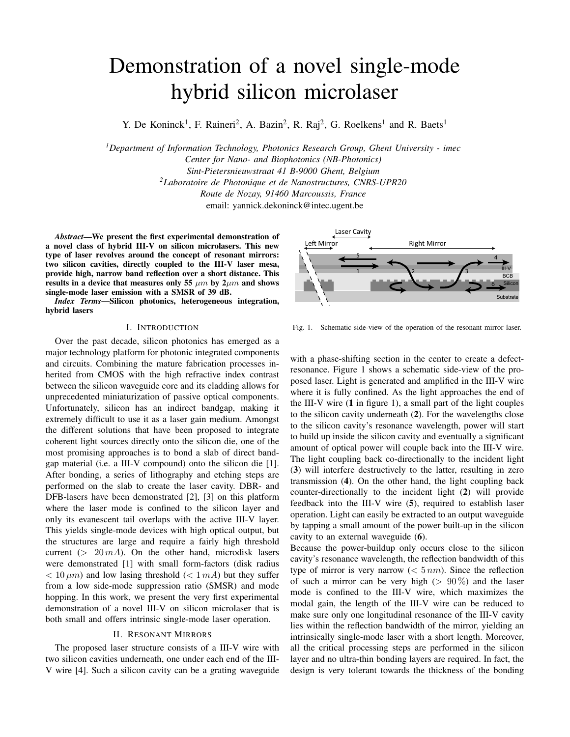# Demonstration of a novel single-mode hybrid silicon microlaser

Y. De Koninck[1], F. Raineri[2], A. Bazin[2], R. Raj[2], G. Roelkens[1] and R. Baets[1]

[1]*Department of Information Technology, Photonics Research Group, Ghent University - imec*
*Center for Nano- and Biophotonics (NB-Photonics)*
*Sint-Pietersnieuwstraat 41 B-9000 Ghent, Belgium*
[2]*Laboratoire de Photonique et de Nanostructures, CNRS-UPR20*
*Route de Nozay, 91460 Marcoussis, France*
email: yannick.dekoninck@intec.ugent.be

***Abstract*—We present the first experimental demonstration of a novel class of hybrid III-V on silicon microlasers. This new type of laser revolves around the concept of resonant mirrors: two silicon cavities, directly coupled to the III-V laser mesa, provide high, narrow band reflection over a short distance. This results in a device that measures only 55 $\mu m$ by 2$\mu m$ and shows single-mode laser emission with a SMSR of 39 dB.**

***Index Terms*—Silicon photonics, heterogeneous integration, hybrid lasers**

## I. Introduction

Over the past decade, silicon photonics has emerged as a major technology platform for photonic integrated components and circuits. Combining the mature fabrication processes inherited from CMOS with the high refractive index contrast between the silicon waveguide core and its cladding allows for unprecedented miniaturization of passive optical components. Unfortunately, silicon has an indirect bandgap, making it extremely difficult to use it as a laser gain medium. Amongst the different solutions that have been proposed to integrate coherent light sources directly onto the silicon die, one of the most promising approaches is to bond a slab of direct bandgap material (i.e. a III-V compound) onto the silicon die [1]. After bonding, a series of lithography and etching steps are performed on the slab to create the laser cavity. DBR- and DFB-lasers have been demonstrated [2], [3] on this platform where the laser mode is confined to the silicon layer and only its evanescent tail overlaps with the active III-V layer. This yields single-mode devices with high optical output, but the structures are large and require a fairly high threshold current ($> 20\,mA$). On the other hand, microdisk lasers were demonstrated [1] with small form-factors (disk radius $< 10\,\mu m$) and low lasing threshold ($< 1\,mA$) but they suffer from a low side-mode suppression ratio (SMSR) and mode hopping. In this work, we present the very first experimental demonstration of a novel III-V on silicon microlaser that is both small and offers intrinsic single-mode laser operation.

## II. Resonant Mirrors

The proposed laser structure consists of a III-V wire with two silicon cavities underneath, one under each end of the III-V wire [4]. Such a silicon cavity can be a grating waveguide with a phase-shifting section in the center to create a defect-resonance. Figure 1 shows a schematic side-view of the proposed laser. Light is generated and amplified in the III-V wire where it is fully confined. As the light approaches the end of the III-V wire (**1** in figure 1), a small part of the light couples to the silicon cavity underneath (**2**). For the wavelengths close to the silicon cavity's resonance wavelength, power will start to build up inside the silicon cavity and eventually a significant amount of optical power will couple back into the III-V wire. The light coupling back co-directionally to the incident light (**3**) will interfere destructively to the latter, resulting in zero transmission (**4**). On the other hand, the light coupling back counter-directionally to the incident light (**2**) will provide feedback into the III-V wire (**5**), required to establish laser operation. Light can easily be extracted to an output waveguide by tapping a small amount of the power built-up in the silicon cavity to an external waveguide (**6**).

Fig. 1. Schematic side-view of the operation of the resonant mirror laser.

Because the power-buildup only occurs close to the silicon cavity's resonance wavelength, the reflection bandwidth of this type of mirror is very narrow ($< 5\,nm$). Since the reflection of such a mirror can be very high ($> 90\,\%$) and the laser mode is confined to the III-V wire, which maximizes the modal gain, the length of the III-V wire can be reduced to make sure only one longitudinal resonance of the III-V cavity lies within the reflection bandwidth of the mirror, yielding an intrinsically single-mode laser with a short length. Moreover, all the critical processing steps are performed in the silicon layer and no ultra-thin bonding layers are required. In fact, the design is very tolerant towards the thickness of the bonding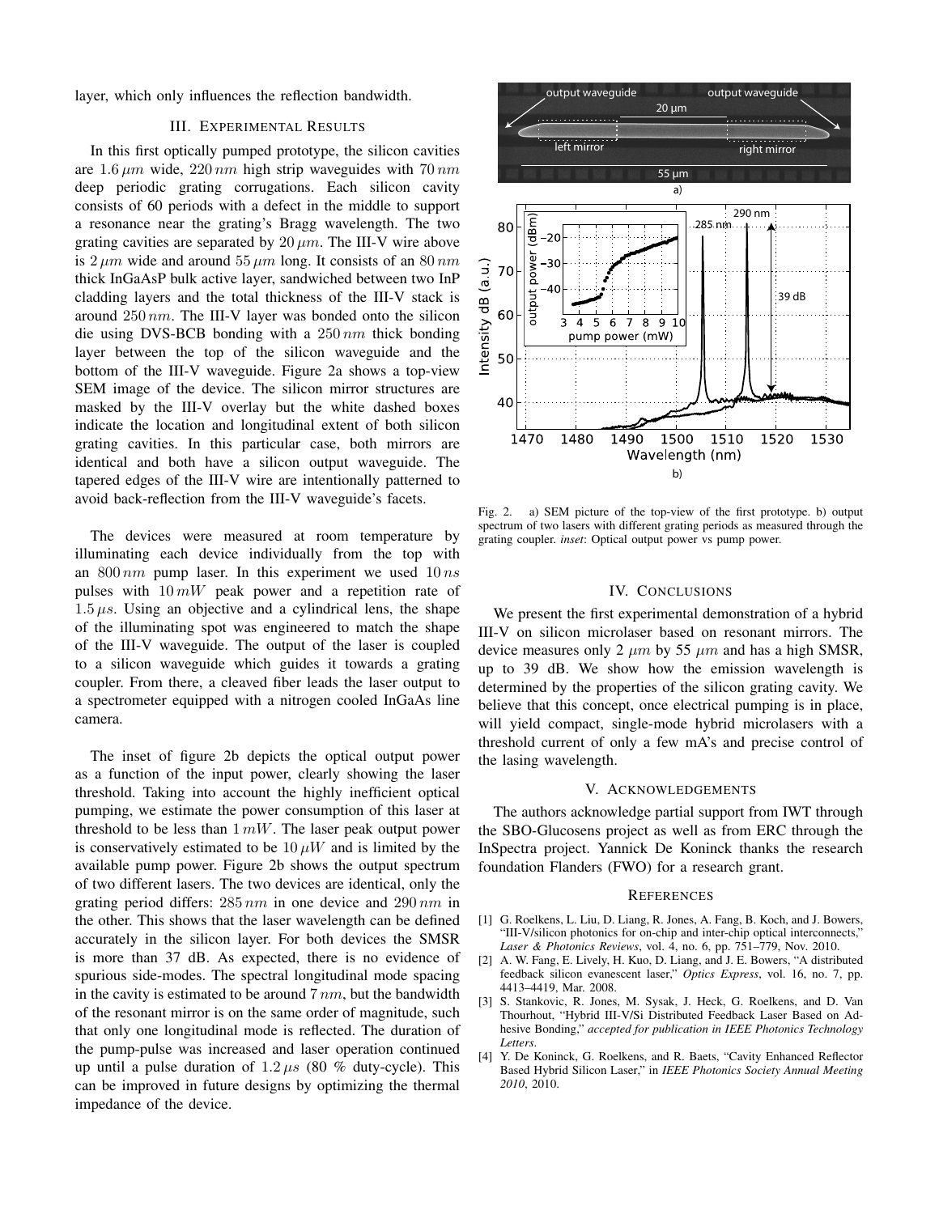layer, which only influences the reflection bandwidth.

## III. Experimental Results

In this first optically pumped prototype, the silicon cavities are $1.6\,\mu m$ wide, $220\,nm$ high strip waveguides with $70\,nm$ deep periodic grating corrugations. Each silicon cavity consists of 60 periods with a defect in the middle to support a resonance near the grating's Bragg wavelength. The two grating cavities are separated by $20\,\mu m$. The III-V wire above is $2\,\mu m$ wide and around $55\,\mu m$ long. It consists of an $80\,nm$ thick InGaAsP bulk active layer, sandwiched between two InP cladding layers and the total thickness of the III-V stack is around $250\,nm$. The III-V layer was bonded onto the silicon die using DVS-BCB bonding with a $250\,nm$ thick bonding layer between the top of the silicon waveguide and the bottom of the III-V waveguide. Figure 2a shows a top-view SEM image of the device. The silicon mirror structures are masked by the III-V overlay but the white dashed boxes indicate the location and longitudinal extent of both silicon grating cavities. In this particular case, both mirrors are identical and both have a silicon output waveguide. The tapered edges of the III-V wire are intentionally patterned to avoid back-reflection from the III-V waveguide's facets.

The devices were measured at room temperature by illuminating each device individually from the top with an $800\,nm$ pump laser. In this experiment we used $10\,ns$ pulses with $10\,mW$ peak power and a repetition rate of $1.5\,\mu s$. Using an objective and a cylindrical lens, the shape of the illuminating spot was engineered to match the shape of the III-V waveguide. The output of the laser is coupled to a silicon waveguide which guides it towards a grating coupler. From there, a cleaved fiber leads the laser output to a spectrometer equipped with a nitrogen cooled InGaAs line camera.

The inset of figure 2b depicts the optical output power as a function of the input power, clearly showing the laser threshold. Taking into account the highly inefficient optical pumping, we estimate the power consumption of this laser at threshold to be less than $1\,mW$. The laser peak output power is conservatively estimated to be $10\,\mu W$ and is limited by the available pump power. Figure 2b shows the output spectrum of two different lasers. The two devices are identical, only the grating period differs: $285\,nm$ in one device and $290\,nm$ in the other. This shows that the laser wavelength can be defined accurately in the silicon layer. For both devices the SMSR is more than 37 dB. As expected, there is no evidence of spurious side-modes. The spectral longitudinal mode spacing in the cavity is estimated to be around $7\,nm$, but the bandwidth of the resonant mirror is on the same order of magnitude, such that only one longitudinal mode is reflected. The duration of the pump-pulse was increased and laser operation continued up until a pulse duration of $1.2\,\mu s$ (80 % duty-cycle). This can be improved in future designs by optimizing the thermal impedance of the device.

output waveguide
output waveguide
20 µm
left mirror
right mirror
55 µm
a)

290 nm
285 nm
39 dB
output power (dBm)
pump power (mW)
Intensity dB (a.u.)
Wavelength (nm)
b)

Fig. 2. a) SEM picture of the top-view of the first prototype. b) output spectrum of two lasers with different grating periods as measured through the grating coupler. *inset*: Optical output power vs pump power.

## IV. Conclusions

We present the first experimental demonstration of a hybrid III-V on silicon microlaser based on resonant mirrors. The device measures only 2 $\mu m$ by 55 $\mu m$ and has a high SMSR, up to 39 dB. We show how the emission wavelength is determined by the properties of the silicon grating cavity. We believe that this concept, once electrical pumping is in place, will yield compact, single-mode hybrid microlasers with a threshold current of only a few mA's and precise control of the lasing wavelength.

## V. Acknowledgements

The authors acknowledge partial support from IWT through the SBO-Glucosens project as well as from ERC through the InSpectra project. Yannick De Koninck thanks the research foundation Flanders (FWO) for a research grant.

## References

[1] G. Roelkens, L. Liu, D. Liang, R. Jones, A. Fang, B. Koch, and J. Bowers, "III-V/silicon photonics for on-chip and inter-chip optical interconnects," *Laser & Photonics Reviews*, vol. 4, no. 6, pp. 751–779, Nov. 2010.

[2] A. W. Fang, E. Lively, H. Kuo, D. Liang, and J. E. Bowers, "A distributed feedback silicon evanescent laser," *Optics Express*, vol. 16, no. 7, pp. 4413–4419, Mar. 2008.

[3] S. Stankovic, R. Jones, M. Sysak, J. Heck, G. Roelkens, and D. Van Thourhout, "Hybrid III-V/Si Distributed Feedback Laser Based on Adhesive Bonding," *accepted for publication in IEEE Photonics Technology Letters*.

[4] Y. De Koninck, G. Roelkens, and R. Baets, "Cavity Enhanced Reflector Based Hybrid Silicon Laser," in *IEEE Photonics Society Annual Meeting 2010*, 2010.